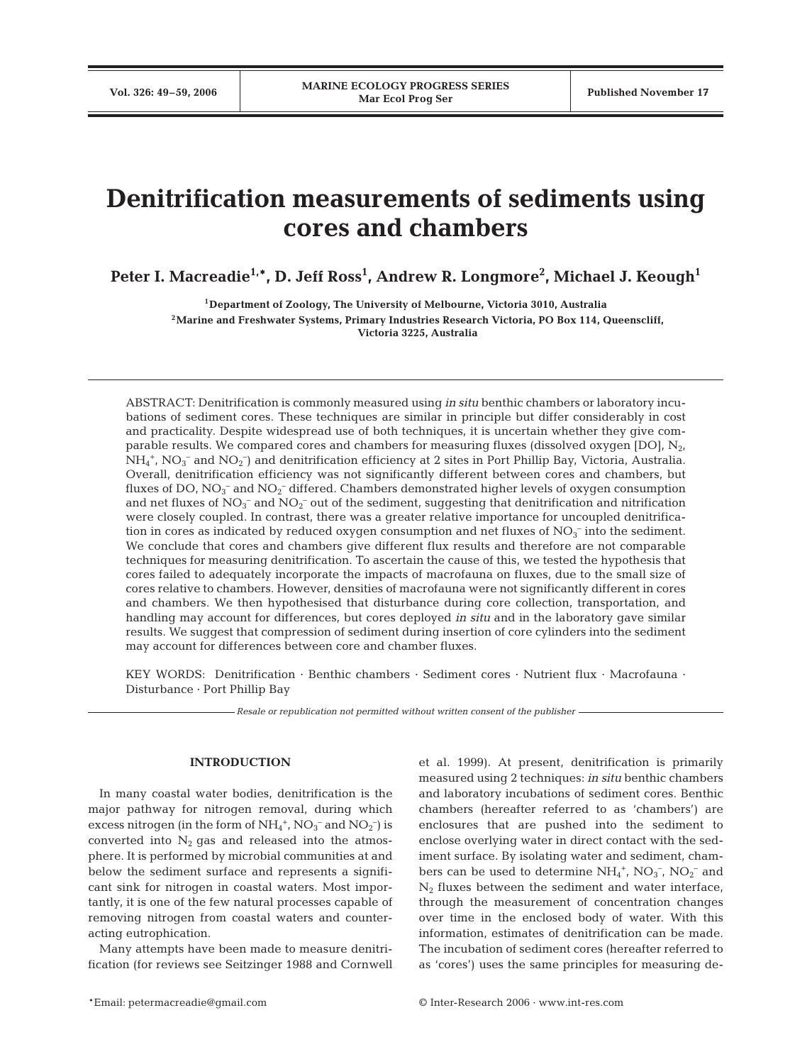# Denitrification measurements of sediments using cores and chambers

**Peter I. Macreadie[1,*], D. Jeff Ross[1], Andrew R. Longmore[2], Michael J. Keough[1]**

[1]Department of Zoology, The University of Melbourne, Victoria 3010, Australia

[2]Marine and Freshwater Systems, Primary Industries Research Victoria, PO Box 114, Queenscliff, Victoria 3225, Australia

ABSTRACT: Denitrification is commonly measured using *in situ* benthic chambers or laboratory incubations of sediment cores. These techniques are similar in principle but differ considerably in cost and practicality. Despite widespread use of both techniques, it is uncertain whether they give comparable results. We compared cores and chambers for measuring fluxes (dissolved oxygen [DO], $N_2$, $NH_4^+$, $NO_3^-$ and $NO_2^-$) and denitrification efficiency at 2 sites in Port Phillip Bay, Victoria, Australia. Overall, denitrification efficiency was not significantly different between cores and chambers, but fluxes of DO, $NO_3^-$ and $NO_2^-$ differed. Chambers demonstrated higher levels of oxygen consumption and net fluxes of $NO_3^-$ and $NO_2^-$ out of the sediment, suggesting that denitrification and nitrification were closely coupled. In contrast, there was a greater relative importance for uncoupled denitrification in cores as indicated by reduced oxygen consumption and net fluxes of $NO_3^-$ into the sediment. We conclude that cores and chambers give different flux results and therefore are not comparable techniques for measuring denitrification. To ascertain the cause of this, we tested the hypothesis that cores failed to adequately incorporate the impacts of macrofauna on fluxes, due to the small size of cores relative to chambers. However, densities of macrofauna were not significantly different in cores and chambers. We then hypothesised that disturbance during core collection, transportation, and handling may account for differences, but cores deployed *in situ* and in the laboratory gave similar results. We suggest that compression of sediment during insertion of core cylinders into the sediment may account for differences between core and chamber fluxes.

KEY WORDS: Denitrification · Benthic chambers · Sediment cores · Nutrient flux · Macrofauna · Disturbance · Port Phillip Bay

*Resale or republication not permitted without written consent of the publisher*

## INTRODUCTION

In many coastal water bodies, denitrification is the major pathway for nitrogen removal, during which excess nitrogen (in the form of $NH_4^+$, $NO_3^-$ and $NO_2^-$) is converted into $N_2$ gas and released into the atmosphere. It is performed by microbial communities at and below the sediment surface and represents a significant sink for nitrogen in coastal waters. Most importantly, it is one of the few natural processes capable of removing nitrogen from coastal waters and counteracting eutrophication.

Many attempts have been made to measure denitrification (for reviews see Seitzinger 1988 and Cornwell et al. 1999). At present, denitrification is primarily measured using 2 techniques: *in situ* benthic chambers and laboratory incubations of sediment cores. Benthic chambers (hereafter referred to as 'chambers') are enclosures that are pushed into the sediment to enclose overlying water in direct contact with the sediment surface. By isolating water and sediment, chambers can be used to determine $NH_4^+$, $NO_3^-$, $NO_2^-$ and $N_2$ fluxes between the sediment and water interface, through the measurement of concentration changes over time in the enclosed body of water. With this information, estimates of denitrification can be made. The incubation of sediment cores (hereafter referred to as 'cores') uses the same principles for measuring de-

*Email: petermacreadie@gmail.com

© Inter-Research 2006 · www.int-res.com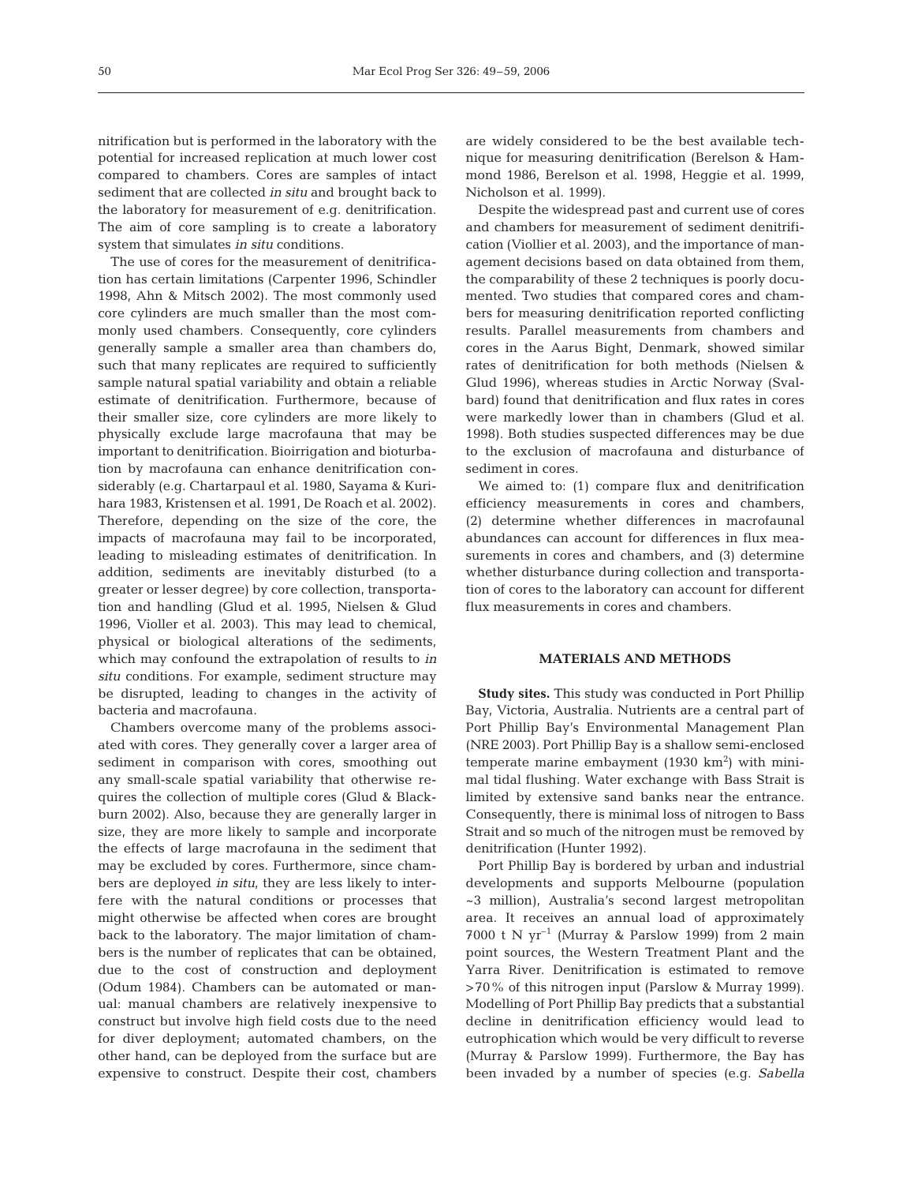nitrification but is performed in the laboratory with the potential for increased replication at much lower cost compared to chambers. Cores are samples of intact sediment that are collected *in situ* and brought back to the laboratory for measurement of e.g. denitrification. The aim of core sampling is to create a laboratory system that simulates *in situ* conditions.

The use of cores for the measurement of denitrification has certain limitations (Carpenter 1996, Schindler 1998, Ahn & Mitsch 2002). The most commonly used core cylinders are much smaller than the most commonly used chambers. Consequently, core cylinders generally sample a smaller area than chambers do, such that many replicates are required to sufficiently sample natural spatial variability and obtain a reliable estimate of denitrification. Furthermore, because of their smaller size, core cylinders are more likely to physically exclude large macrofauna that may be important to denitrification. Bioirrigation and bioturbation by macrofauna can enhance denitrification considerably (e.g. Chartarpaul et al. 1980, Sayama & Kurihara 1983, Kristensen et al. 1991, De Roach et al. 2002). Therefore, depending on the size of the core, the impacts of macrofauna may fail to be incorporated, leading to misleading estimates of denitrification. In addition, sediments are inevitably disturbed (to a greater or lesser degree) by core collection, transportation and handling (Glud et al. 1995, Nielsen & Glud 1996, Violler et al. 2003). This may lead to chemical, physical or biological alterations of the sediments, which may confound the extrapolation of results to *in situ* conditions. For example, sediment structure may be disrupted, leading to changes in the activity of bacteria and macrofauna.

Chambers overcome many of the problems associated with cores. They generally cover a larger area of sediment in comparison with cores, smoothing out any small-scale spatial variability that otherwise requires the collection of multiple cores (Glud & Blackburn 2002). Also, because they are generally larger in size, they are more likely to sample and incorporate the effects of large macrofauna in the sediment that may be excluded by cores. Furthermore, since chambers are deployed *in situ*, they are less likely to interfere with the natural conditions or processes that might otherwise be affected when cores are brought back to the laboratory. The major limitation of chambers is the number of replicates that can be obtained, due to the cost of construction and deployment (Odum 1984). Chambers can be automated or manual: manual chambers are relatively inexpensive to construct but involve high field costs due to the need for diver deployment; automated chambers, on the other hand, can be deployed from the surface but are expensive to construct. Despite their cost, chambers are widely considered to be the best available technique for measuring denitrification (Berelson & Hammond 1986, Berelson et al. 1998, Heggie et al. 1999, Nicholson et al. 1999).

Despite the widespread past and current use of cores and chambers for measurement of sediment denitrification (Viollier et al. 2003), and the importance of management decisions based on data obtained from them, the comparability of these 2 techniques is poorly documented. Two studies that compared cores and chambers for measuring denitrification reported conflicting results. Parallel measurements from chambers and cores in the Aarus Bight, Denmark, showed similar rates of denitrification for both methods (Nielsen & Glud 1996), whereas studies in Arctic Norway (Svalbard) found that denitrification and flux rates in cores were markedly lower than in chambers (Glud et al. 1998). Both studies suspected differences may be due to the exclusion of macrofauna and disturbance of sediment in cores.

We aimed to: (1) compare flux and denitrification efficiency measurements in cores and chambers, (2) determine whether differences in macrofaunal abundances can account for differences in flux measurements in cores and chambers, and (3) determine whether disturbance during collection and transportation of cores to the laboratory can account for different flux measurements in cores and chambers.

## MATERIALS AND METHODS

**Study sites.** This study was conducted in Port Phillip Bay, Victoria, Australia. Nutrients are a central part of Port Phillip Bay's Environmental Management Plan (NRE 2003). Port Phillip Bay is a shallow semi-enclosed temperate marine embayment (1930 $km^2$) with minimal tidal flushing. Water exchange with Bass Strait is limited by extensive sand banks near the entrance. Consequently, there is minimal loss of nitrogen to Bass Strait and so much of the nitrogen must be removed by denitrification (Hunter 1992).

Port Phillip Bay is bordered by urban and industrial developments and supports Melbourne (population ~3 million), Australia's second largest metropolitan area. It receives an annual load of approximately 7000 t N $yr^{-1}$ (Murray & Parslow 1999) from 2 main point sources, the Western Treatment Plant and the Yarra River. Denitrification is estimated to remove >70% of this nitrogen input (Parslow & Murray 1999). Modelling of Port Phillip Bay predicts that a substantial decline in denitrification efficiency would lead to eutrophication which would be very difficult to reverse (Murray & Parslow 1999). Furthermore, the Bay has been invaded by a number of species (e.g. *Sabella*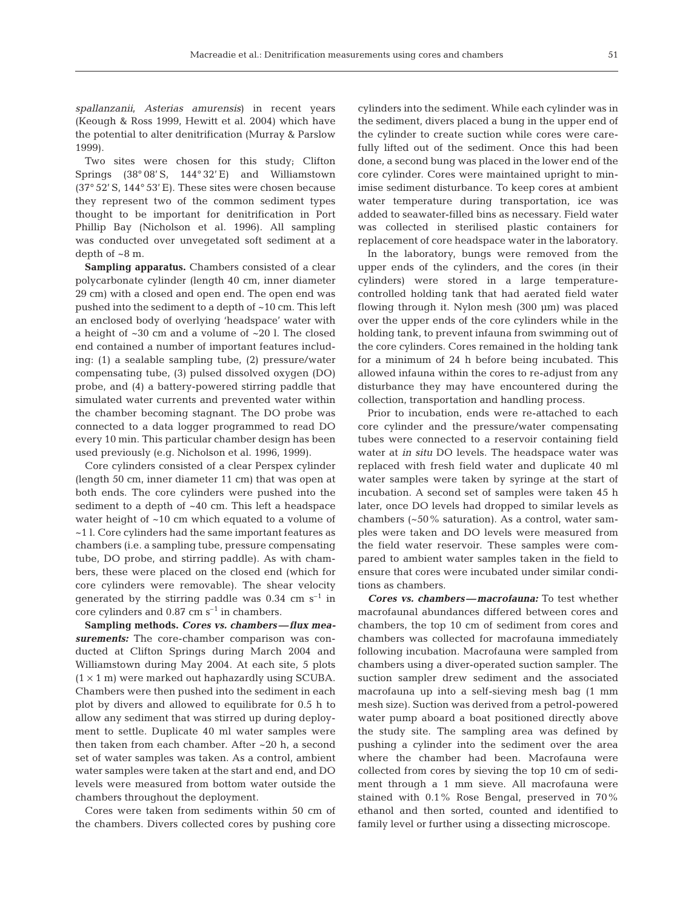*spallanzanii*, *Asterias amurensis*) in recent years (Keough & Ross 1999, Hewitt et al. 2004) which have the potential to alter denitrification (Murray & Parslow 1999).

Two sites were chosen for this study; Clifton Springs (38° 08′ S, 144° 32′ E) and Williamstown (37° 52′ S, 144° 53′ E). These sites were chosen because they represent two of the common sediment types thought to be important for denitrification in Port Phillip Bay (Nicholson et al. 1996). All sampling was conducted over unvegetated soft sediment at a depth of ~8 m.

**Sampling apparatus.** Chambers consisted of a clear polycarbonate cylinder (length 40 cm, inner diameter 29 cm) with a closed and open end. The open end was pushed into the sediment to a depth of ~10 cm. This left an enclosed body of overlying 'headspace' water with a height of ~30 cm and a volume of ~20 l. The closed end contained a number of important features including: (1) a sealable sampling tube, (2) pressure/water compensating tube, (3) pulsed dissolved oxygen (DO) probe, and (4) a battery-powered stirring paddle that simulated water currents and prevented water within the chamber becoming stagnant. The DO probe was connected to a data logger programmed to read DO every 10 min. This particular chamber design has been used previously (e.g. Nicholson et al. 1996, 1999).

Core cylinders consisted of a clear Perspex cylinder (length 50 cm, inner diameter 11 cm) that was open at both ends. The core cylinders were pushed into the sediment to a depth of ~40 cm. This left a headspace water height of ~10 cm which equated to a volume of ~1 l. Core cylinders had the same important features as chambers (i.e. a sampling tube, pressure compensating tube, DO probe, and stirring paddle). As with chambers, these were placed on the closed end (which for core cylinders were removable). The shear velocity generated by the stirring paddle was 0.34 cm $s^{-1}$ in core cylinders and 0.87 cm $s^{-1}$ in chambers.

**Sampling methods.** ***Cores vs. chambers — flux measurements:*** The core-chamber comparison was conducted at Clifton Springs during March 2004 and Williamstown during May 2004. At each site, 5 plots (1 × 1 m) were marked out haphazardly using SCUBA. Chambers were then pushed into the sediment in each plot by divers and allowed to equilibrate for 0.5 h to allow any sediment that was stirred up during deployment to settle. Duplicate 40 ml water samples were then taken from each chamber. After ~20 h, a second set of water samples was taken. As a control, ambient water samples were taken at the start and end, and DO levels were measured from bottom water outside the chambers throughout the deployment.

Cores were taken from sediments within 50 cm of the chambers. Divers collected cores by pushing core cylinders into the sediment. While each cylinder was in the sediment, divers placed a bung in the upper end of the cylinder to create suction while cores were carefully lifted out of the sediment. Once this had been done, a second bung was placed in the lower end of the core cylinder. Cores were maintained upright to minimise sediment disturbance. To keep cores at ambient water temperature during transportation, ice was added to seawater-filled bins as necessary. Field water was collected in sterilised plastic containers for replacement of core headspace water in the laboratory.

In the laboratory, bungs were removed from the upper ends of the cylinders, and the cores (in their cylinders) were stored in a large temperature-controlled holding tank that had aerated field water flowing through it. Nylon mesh (300 µm) was placed over the upper ends of the core cylinders while in the holding tank, to prevent infauna from swimming out of the core cylinders. Cores remained in the holding tank for a minimum of 24 h before being incubated. This allowed infauna within the cores to re-adjust from any disturbance they may have encountered during the collection, transportation and handling process.

Prior to incubation, ends were re-attached to each core cylinder and the pressure/water compensating tubes were connected to a reservoir containing field water at *in situ* DO levels. The headspace water was replaced with fresh field water and duplicate 40 ml water samples were taken by syringe at the start of incubation. A second set of samples were taken 45 h later, once DO levels had dropped to similar levels as chambers (~50% saturation). As a control, water samples were taken and DO levels were measured from the field water reservoir. These samples were compared to ambient water samples taken in the field to ensure that cores were incubated under similar conditions as chambers.

***Cores vs. chambers — macrofauna:*** To test whether macrofaunal abundances differed between cores and chambers, the top 10 cm of sediment from cores and chambers was collected for macrofauna immediately following incubation. Macrofauna were sampled from chambers using a diver-operated suction sampler. The suction sampler drew sediment and the associated macrofauna up into a self-sieving mesh bag (1 mm mesh size). Suction was derived from a petrol-powered water pump aboard a boat positioned directly above the study site. The sampling area was defined by pushing a cylinder into the sediment over the area where the chamber had been. Macrofauna were collected from cores by sieving the top 10 cm of sediment through a 1 mm sieve. All macrofauna were stained with 0.1% Rose Bengal, preserved in 70% ethanol and then sorted, counted and identified to family level or further using a dissecting microscope.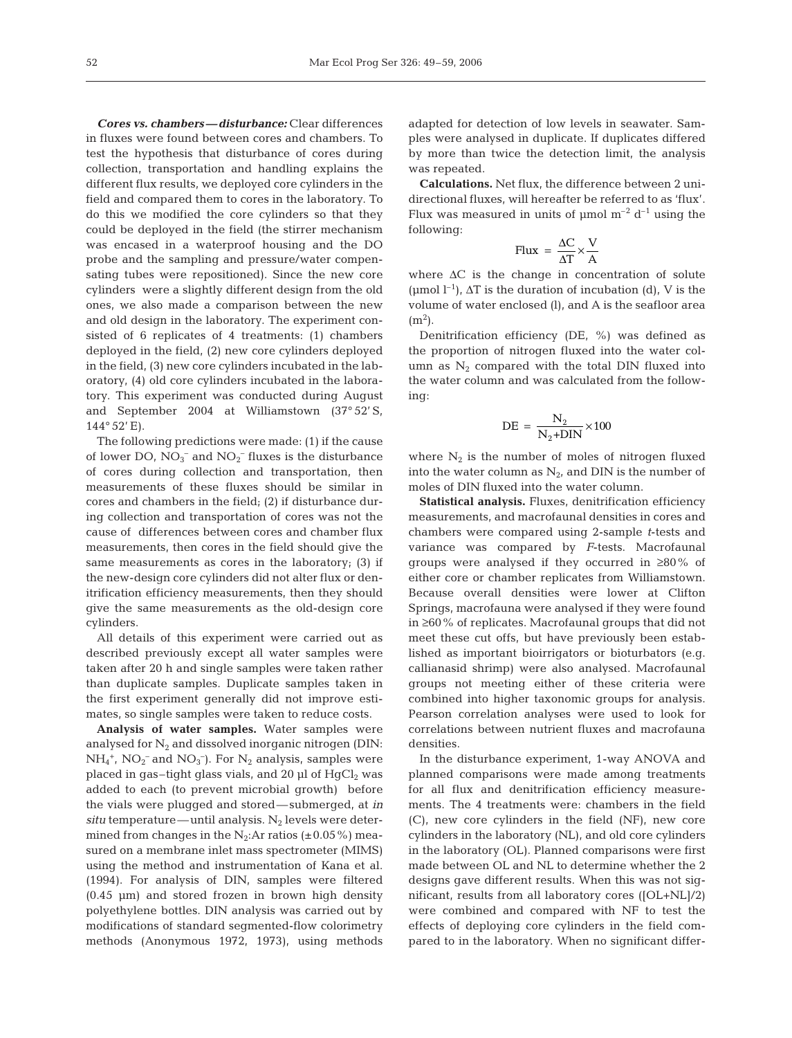***Cores vs. chambers — disturbance:*** Clear differences in fluxes were found between cores and chambers. To test the hypothesis that disturbance of cores during collection, transportation and handling explains the different flux results, we deployed core cylinders in the field and compared them to cores in the laboratory. To do this we modified the core cylinders so that they could be deployed in the field (the stirrer mechanism was encased in a waterproof housing and the DO probe and the sampling and pressure/water compensating tubes were repositioned). Since the new core cylinders were a slightly different design from the old ones, we also made a comparison between the new and old design in the laboratory. The experiment consisted of 6 replicates of 4 treatments: (1) chambers deployed in the field, (2) new core cylinders deployed in the field, (3) new core cylinders incubated in the laboratory, (4) old core cylinders incubated in the laboratory. This experiment was conducted during August and September 2004 at Williamstown (37° 52′ S, 144° 52′ E).

The following predictions were made: (1) if the cause of lower DO, $NO_3^-$ and $NO_2^-$ fluxes is the disturbance of cores during collection and transportation, then measurements of these fluxes should be similar in cores and chambers in the field; (2) if disturbance during collection and transportation of cores was not the cause of differences between cores and chamber flux measurements, then cores in the field should give the same measurements as cores in the laboratory; (3) if the new-design core cylinders did not alter flux or denitrification efficiency measurements, then they should give the same measurements as the old-design core cylinders.

All details of this experiment were carried out as described previously except all water samples were taken after 20 h and single samples were taken rather than duplicate samples. Duplicate samples taken in the first experiment generally did not improve estimates, so single samples were taken to reduce costs.

**Analysis of water samples.** Water samples were analysed for $N_2$ and dissolved inorganic nitrogen (DIN: $NH_4^+$, $NO_2^-$ and $NO_3^-$). For $N_2$ analysis, samples were placed in gas-tight glass vials, and 20 µl of $HgCl_2$ was added to each (to prevent microbial growth) before the vials were plugged and stored — submerged, at *in situ* temperature — until analysis. $N_2$ levels were determined from changes in the $N_2$:Ar ratios (±0.05%) measured on a membrane inlet mass spectrometer (MIMS) using the method and instrumentation of Kana et al. (1994). For analysis of DIN, samples were filtered (0.45 µm) and stored frozen in brown high density polyethylene bottles. DIN analysis was carried out by modifications of standard segmented-flow colorimetry methods (Anonymous 1972, 1973), using methods adapted for detection of low levels in seawater. Samples were analysed in duplicate. If duplicates differed by more than twice the detection limit, the analysis was repeated.

**Calculations.** Net flux, the difference between 2 unidirectional fluxes, will hereafter be referred to as 'flux'. Flux was measured in units of µmol $m^{-2}$ $d^{-1}$ using the following:

$$\text{Flux} = \frac{\Delta C}{\Delta T} \times \frac{V}{A}$$

where ΔC is the change in concentration of solute (µmol $l^{-1}$), ΔT is the duration of incubation (d), V is the volume of water enclosed (l), and A is the seafloor area ($m^2$).

Denitrification efficiency (DE, %) was defined as the proportion of nitrogen fluxed into the water column as $N_2$ compared with the total DIN fluxed into the water column and was calculated from the following:

$$\text{DE} = \frac{N_2}{N_2 + \text{DIN}} \times 100$$

where $N_2$ is the number of moles of nitrogen fluxed into the water column as $N_2$, and DIN is the number of moles of DIN fluxed into the water column.

**Statistical analysis.** Fluxes, denitrification efficiency measurements, and macrofaunal densities in cores and chambers were compared using 2-sample *t*-tests and variance was compared by *F*-tests. Macrofaunal groups were analysed if they occurred in ≥80% of either core or chamber replicates from Williamstown. Because overall densities were lower at Clifton Springs, macrofauna were analysed if they were found in ≥60% of replicates. Macrofaunal groups that did not meet these cut offs, but have previously been established as important bioirrigators or bioturbators (e.g. callianasid shrimp) were also analysed. Macrofaunal groups not meeting either of these criteria were combined into higher taxonomic groups for analysis. Pearson correlation analyses were used to look for correlations between nutrient fluxes and macrofauna densities.

In the disturbance experiment, 1-way ANOVA and planned comparisons were made among treatments for all flux and denitrification efficiency measurements. The 4 treatments were: chambers in the field (C), new core cylinders in the field (NF), new core cylinders in the laboratory (NL), and old core cylinders in the laboratory (OL). Planned comparisons were first made between OL and NL to determine whether the 2 designs gave different results. When this was not significant, results from all laboratory cores ([OL+NL]/2) were combined and compared with NF to test the effects of deploying core cylinders in the field compared to in the laboratory. When no significant differ-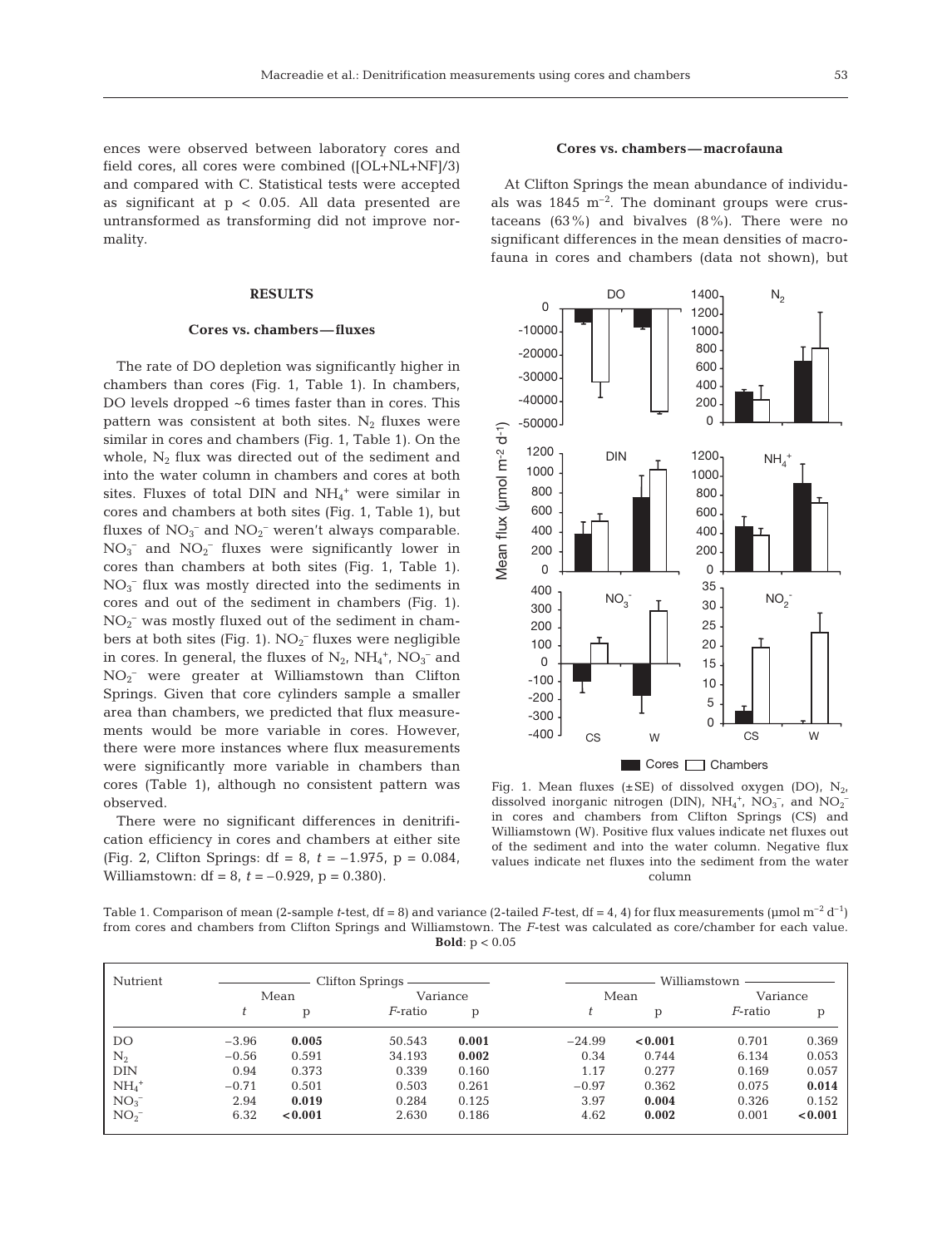ences were observed between laboratory cores and field cores, all cores were combined ([OL+NL+NF]/3) and compared with C. Statistical tests were accepted as significant at $p < 0.05$. All data presented are untransformed as transforming did not improve normality.

## RESULTS

### Cores vs. chambers — fluxes

The rate of DO depletion was significantly higher in chambers than cores (Fig. 1, Table 1). In chambers, DO levels dropped ~6 times faster than in cores. This pattern was consistent at both sites. $N_2$ fluxes were similar in cores and chambers (Fig. 1, Table 1). On the whole, $N_2$ flux was directed out of the sediment and into the water column in chambers and cores at both sites. Fluxes of total DIN and $NH_4^+$ were similar in cores and chambers at both sites (Fig. 1, Table 1), but fluxes of $NO_3^-$ and $NO_2^-$ weren't always comparable. $NO_3^-$ and $NO_2^-$ fluxes were significantly lower in cores than chambers at both sites (Fig. 1, Table 1). $NO_3^-$ flux was mostly directed into the sediments in cores and out of the sediment in chambers (Fig. 1). $NO_2^-$ was mostly fluxed out of the sediment in chambers at both sites (Fig. 1). $NO_2^-$ fluxes were negligible in cores. In general, the fluxes of $N_2$, $NH_4^+$, $NO_3^-$ and $NO_2^-$ were greater at Williamstown than Clifton Springs. Given that core cylinders sample a smaller area than chambers, we predicted that flux measurements would be more variable in cores. However, there were more instances where flux measurements were significantly more variable in chambers than cores (Table 1), although no consistent pattern was observed.

There were no significant differences in denitrification efficiency in cores and chambers at either site (Fig. 2, Clifton Springs: df = 8, $t = -1.975$, $p = 0.084$, Williamstown: df = 8, $t = -0.929$, $p = 0.380$).

### Cores vs. chambers — macrofauna

At Clifton Springs the mean abundance of individuals was 1845 $m^{-2}$. The dominant groups were crustaceans (63%) and bivalves (8%). There were no significant differences in the mean densities of macrofauna in cores and chambers (data not shown), but

Fig. 1. Mean fluxes (±SE) of dissolved oxygen (DO), $N_2$, dissolved inorganic nitrogen (DIN), $NH_4^+$, $NO_3^-$, and $NO_2^-$ in cores and chambers from Clifton Springs (CS) and Williamstown (W). Positive flux values indicate net fluxes out of the sediment and into the water column. Negative flux values indicate net fluxes into the sediment from the water column

Table 1. Comparison of mean (2-sample *t*-test, df = 8) and variance (2-tailed *F*-test, df = 4, 4) for flux measurements (μmol $m^{-2}$ $d^{-1}$) from cores and chambers from Clifton Springs and Williamstown. The *F*-test was calculated as core/chamber for each value. **Bold**: $p < 0.05$

| Nutrient | Clifton Springs | | | | Williamstown | | | |
|---|---|---|---|---|---|---|---|---|
| | Mean | | Variance | | Mean | | Variance | |
| | *t* | p | *F*-ratio | p | *t* | p | *F*-ratio | p |
| DO | −3.96 | **0.005** | 50.543 | **0.001** | −24.99 | **<0.001** | 0.701 | 0.369 |
| $N_2$ | −0.56 | 0.591 | 34.193 | **0.002** | 0.34 | 0.744 | 6.134 | 0.053 |
| DIN | 0.94 | 0.373 | 0.339 | 0.160 | 1.17 | 0.277 | 0.169 | 0.057 |
| $NH_4^+$ | −0.71 | 0.501 | 0.503 | 0.261 | −0.97 | 0.362 | 0.075 | **0.014** |
| $NO_3^-$ | 2.94 | **0.019** | 0.284 | 0.125 | 3.97 | **0.004** | 0.326 | 0.152 |
| $NO_2^-$ | 6.32 | **<0.001** | 2.630 | 0.186 | 4.62 | **0.002** | 0.001 | **<0.001** |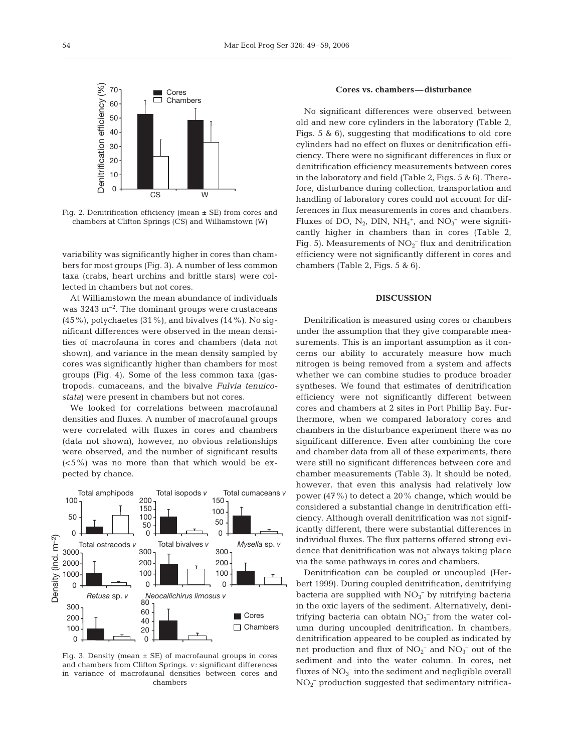Fig. 2. Denitrification efficiency (mean ± SE) from cores and chambers at Clifton Springs (CS) and Williamstown (W)

variability was significantly higher in cores than chambers for most groups (Fig. 3). A number of less common taxa (crabs, heart urchins and brittle stars) were collected in chambers but not cores.

At Williamstown the mean abundance of individuals was 3243 $m^{-2}$. The dominant groups were crustaceans (45%), polychaetes (31%), and bivalves (14%). No significant differences were observed in the mean densities of macrofauna in cores and chambers (data not shown), and variance in the mean density sampled by cores was significantly higher than chambers for most groups (Fig. 4). Some of the less common taxa (gastropods, cumaceans, and the bivalve *Fulvia tenuicostata*) were present in chambers but not cores.

We looked for correlations between macrofaunal densities and fluxes. A number of macrofaunal groups were correlated with fluxes in cores and chambers (data not shown), however, no obvious relationships were observed, and the number of significant results (<5%) was no more than that which would be expected by chance.

Fig. 3. Density (mean ± SE) of macrofaunal groups in cores and chambers from Clifton Springs. *v*: significant differences in variance of macrofaunal densities between cores and chambers

### Cores vs. chambers—disturbance

No significant differences were observed between old and new core cylinders in the laboratory (Table 2, Figs. 5 & 6), suggesting that modifications to old core cylinders had no effect on fluxes or denitrification efficiency. There were no significant differences in flux or denitrification efficiency measurements between cores in the laboratory and field (Table 2, Figs. 5 & 6). Therefore, disturbance during collection, transportation and handling of laboratory cores could not account for differences in flux measurements in cores and chambers. Fluxes of DO, $N_2$, DIN, $NH_4^+$, and $NO_3^-$ were significantly higher in chambers than in cores (Table 2, Fig. 5). Measurements of $NO_2^-$ flux and denitrification efficiency were not significantly different in cores and chambers (Table 2, Figs. 5 & 6).

## DISCUSSION

Denitrification is measured using cores or chambers under the assumption that they give comparable measurements. This is an important assumption as it concerns our ability to accurately measure how much nitrogen is being removed from a system and affects whether we can combine studies to produce broader syntheses. We found that estimates of denitrification efficiency were not significantly different between cores and chambers at 2 sites in Port Phillip Bay. Furthermore, when we compared laboratory cores and chambers in the disturbance experiment there was no significant difference. Even after combining the core and chamber data from all of these experiments, there were still no significant differences between core and chamber measurements (Table 3). It should be noted, however, that even this analysis had relatively low power (47%) to detect a 20% change, which would be considered a substantial change in denitrification efficiency. Although overall denitrification was not significantly different, there were substantial differences in individual fluxes. The flux patterns offered strong evidence that denitrification was not always taking place via the same pathways in cores and chambers.

Denitrification can be coupled or uncoupled (Herbert 1999). During coupled denitrification, denitrifying bacteria are supplied with $NO_3^-$ by nitrifying bacteria in the oxic layers of the sediment. Alternatively, denitrifying bacteria can obtain $NO_3^-$ from the water column during uncoupled denitrification. In chambers, denitrification appeared to be coupled as indicated by net production and flux of $NO_2^-$ and $NO_3^-$ out of the sediment and into the water column. In cores, net fluxes of $NO_3^-$ into the sediment and negligible overall $NO_2^-$ production suggested that sedimentary nitrifica-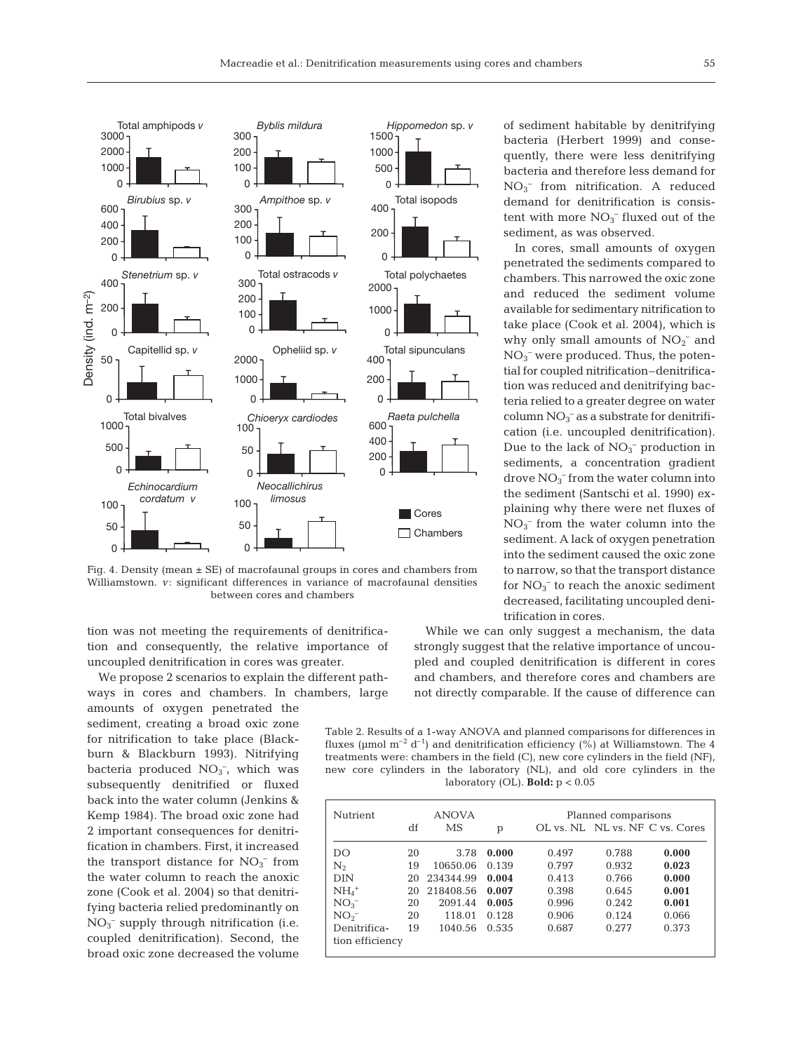Fig. 4. Density (mean ± SE) of macrofaunal groups in cores and chambers from Williamstown. *v*: significant differences in variance of macrofaunal densities between cores and chambers

tion was not meeting the requirements of denitrification and consequently, the relative importance of uncoupled denitrification in cores was greater.

We propose 2 scenarios to explain the different pathways in cores and chambers. In chambers, large amounts of oxygen penetrated the sediment, creating a broad oxic zone for nitrification to take place (Blackburn & Blackburn 1993). Nitrifying bacteria produced $NO_3^-$, which was subsequently denitrified or fluxed back into the water column (Jenkins & Kemp 1984). The broad oxic zone had 2 important consequences for denitrification in chambers. First, it increased the transport distance for $NO_3^-$ from the water column to reach the anoxic zone (Cook et al. 2004) so that denitrifying bacteria relied predominantly on $NO_3^-$ supply through nitrification (i.e. coupled denitrification). Second, the broad oxic zone decreased the volume of sediment habitable by denitrifying bacteria (Herbert 1999) and consequently, there were less denitrifying bacteria and therefore less demand for $NO_3^-$ from nitrification. A reduced demand for denitrification is consistent with more $NO_3^-$ fluxed out of the sediment, as was observed.

In cores, small amounts of oxygen penetrated the sediments compared to chambers. This narrowed the oxic zone and reduced the sediment volume available for sedimentary nitrification to take place (Cook et al. 2004), which is why only small amounts of $NO_2^-$ and $NO_3^-$ were produced. Thus, the potential for coupled nitrification–denitrification was reduced and denitrifying bacteria relied to a greater degree on water column $NO_3^-$ as a substrate for denitrification (i.e. uncoupled denitrification). Due to the lack of $NO_3^-$ production in sediments, a concentration gradient drove $NO_3^-$ from the water column into the sediment (Santschi et al. 1990) explaining why there were net fluxes of $NO_3^-$ from the water column into the sediment. A lack of oxygen penetration into the sediment caused the oxic zone to narrow, so that the transport distance for $NO_3^-$ to reach the anoxic sediment decreased, facilitating uncoupled denitrification in cores.

While we can only suggest a mechanism, the data strongly suggest that the relative importance of uncoupled and coupled denitrification is different in cores and chambers, and therefore cores and chambers are not directly comparable. If the cause of difference can

Table 2. Results of a 1-way ANOVA and planned comparisons for differences in fluxes ($\mu$mol m$^{-2}$ d$^{-1}$) and denitrification efficiency (%) at Williamstown. The 4 treatments were: chambers in the field (C), new core cylinders in the field (NF), new core cylinders in the laboratory (NL), and old core cylinders in the laboratory (OL). **Bold:** $p < 0.05$

| Nutrient | ANOVA | | | Planned comparisons | | |
|---|---|---|---|---|---|---|
| | df | MS | p | OL vs. NL | NL vs. NF | C vs. Cores |
| DO | 20 | 3.78 | **0.000** | 0.497 | 0.788 | **0.000** |
| $N_2$ | 19 | 10650.06 | 0.139 | 0.797 | 0.932 | **0.023** |
| DIN | 20 | 234344.99 | **0.004** | 0.413 | 0.766 | **0.000** |
| $NH_4^+$ | 20 | 218408.56 | **0.007** | 0.398 | 0.645 | **0.001** |
| $NO_3^-$ | 20 | 2091.44 | **0.005** | 0.996 | 0.242 | **0.001** |
| $NO_2^-$ | 20 | 118.01 | 0.128 | 0.906 | 0.124 | 0.066 |
| Denitrification efficiency | 19 | 1040.56 | 0.535 | 0.687 | 0.277 | 0.373 |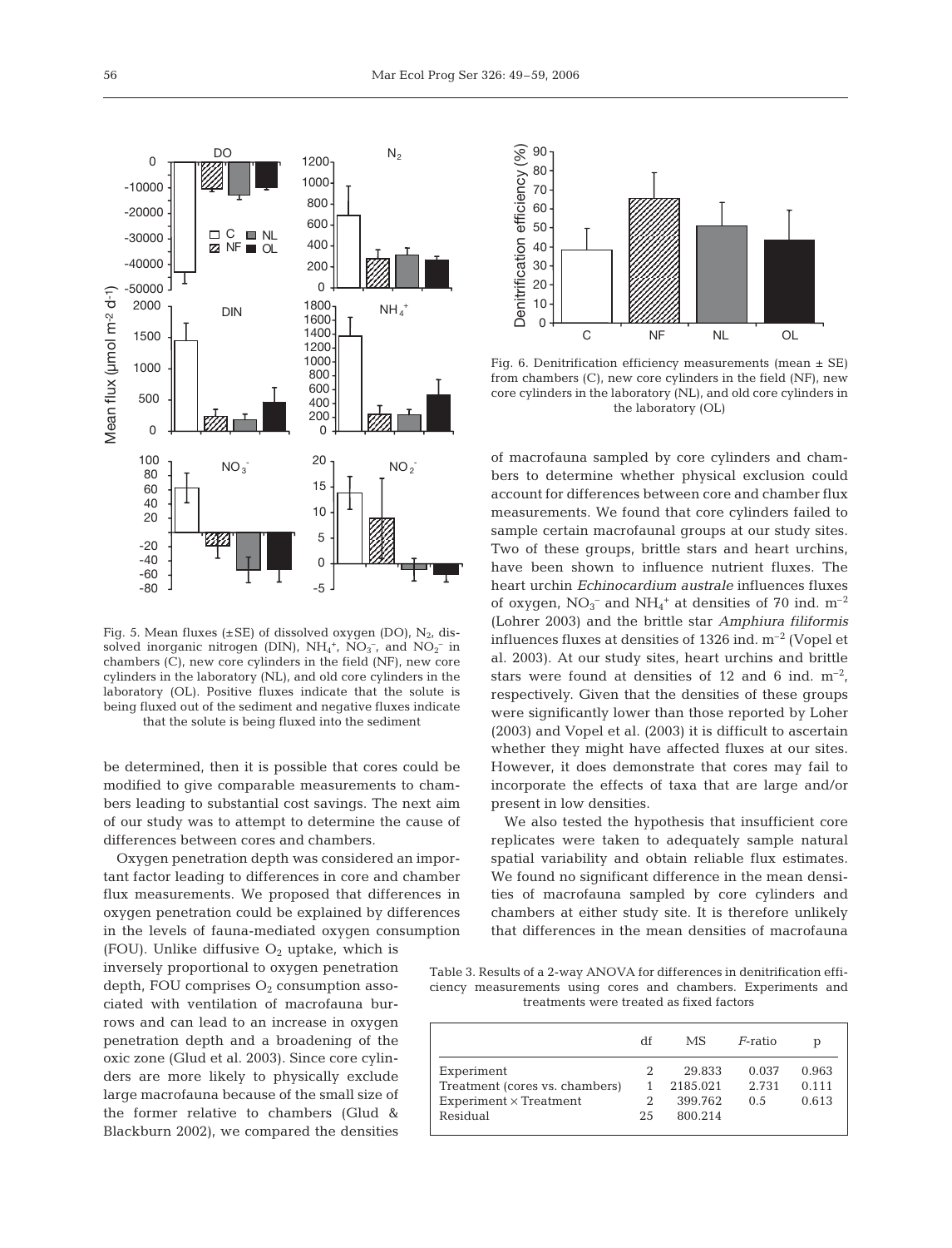Fig. 5. Mean fluxes (±SE) of dissolved oxygen (DO), $N_2$, dissolved inorganic nitrogen (DIN), $NH_4^+$, $NO_3^-$, and $NO_2^-$ in chambers (C), new core cylinders in the field (NF), new core cylinders in the laboratory (NL), and old core cylinders in the laboratory (OL). Positive fluxes indicate that the solute is being fluxed out of the sediment and negative fluxes indicate that the solute is being fluxed into the sediment

be determined, then it is possible that cores could be modified to give comparable measurements to chambers leading to substantial cost savings. The next aim of our study was to attempt to determine the cause of differences between cores and chambers.

Oxygen penetration depth was considered an important factor leading to differences in core and chamber flux measurements. We proposed that differences in oxygen penetration could be explained by differences in the levels of fauna-mediated oxygen consumption (FOU). Unlike diffusive $O_2$ uptake, which is inversely proportional to oxygen penetration depth, FOU comprises $O_2$ consumption associated with ventilation of macrofauna burrows and can lead to an increase in oxygen penetration depth and a broadening of the oxic zone (Glud et al. 2003). Since core cylinders are more likely to physically exclude large macrofauna because of the small size of the former relative to chambers (Glud & Blackburn 2002), we compared the densities of macrofauna sampled by core cylinders and chambers to determine whether physical exclusion could account for differences between core and chamber flux measurements. We found that core cylinders failed to sample certain macrofaunal groups at our study sites. Two of these groups, brittle stars and heart urchins, have been shown to influence nutrient fluxes. The heart urchin *Echinocardium australe* influences fluxes of oxygen, $NO_3^-$ and $NH_4^+$ at densities of 70 ind. $m^{-2}$ (Lohrer 2003) and the brittle star *Amphiura filiformis* influences fluxes at densities of 1326 ind. $m^{-2}$ (Vopel et al. 2003). At our study sites, heart urchins and brittle stars were found at densities of 12 and 6 ind. $m^{-2}$, respectively. Given that the densities of these groups were significantly lower than those reported by Loher (2003) and Vopel et al. (2003) it is difficult to ascertain whether they might have affected fluxes at our sites. However, it does demonstrate that cores may fail to incorporate the effects of taxa that are large and/or present in low densities.

Fig. 6. Denitrification efficiency measurements (mean ± SE) from chambers (C), new core cylinders in the field (NF), new core cylinders in the laboratory (NL), and old core cylinders in the laboratory (OL)

We also tested the hypothesis that insufficient core replicates were taken to adequately sample natural spatial variability and obtain reliable flux estimates. We found no significant difference in the mean densities of macrofauna sampled by core cylinders and chambers at either study site. It is therefore unlikely that differences in the mean densities of macrofauna

Table 3. Results of a 2-way ANOVA for differences in denitrification efficiency measurements using cores and chambers. Experiments and treatments were treated as fixed factors

| | df | MS | *F*-ratio | p |
|---|---|---|---|---|
| Experiment | 2 | 29.833 | 0.037 | 0.963 |
| Treatment (cores vs. chambers) | 1 | 2185.021 | 2.731 | 0.111 |
| Experiment × Treatment | 2 | 399.762 | 0.5 | 0.613 |
| Residual | 25 | 800.214 | | |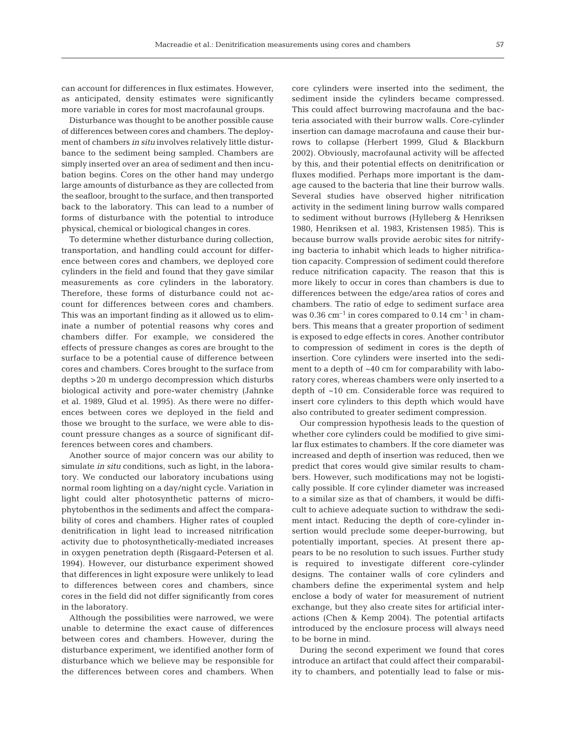can account for differences in flux estimates. However, as anticipated, density estimates were significantly more variable in cores for most macrofaunal groups.

Disturbance was thought to be another possible cause of differences between cores and chambers. The deployment of chambers *in situ* involves relatively little disturbance to the sediment being sampled. Chambers are simply inserted over an area of sediment and then incubation begins. Cores on the other hand may undergo large amounts of disturbance as they are collected from the seafloor, brought to the surface, and then transported back to the laboratory. This can lead to a number of forms of disturbance with the potential to introduce physical, chemical or biological changes in cores.

To determine whether disturbance during collection, transportation, and handling could account for difference between cores and chambers, we deployed core cylinders in the field and found that they gave similar measurements as core cylinders in the laboratory. Therefore, these forms of disturbance could not account for differences between cores and chambers. This was an important finding as it allowed us to eliminate a number of potential reasons why cores and chambers differ. For example, we considered the effects of pressure changes as cores are brought to the surface to be a potential cause of difference between cores and chambers. Cores brought to the surface from depths >20 m undergo decompression which disturbs biological activity and pore-water chemistry (Jahnke et al. 1989, Glud et al. 1995). As there were no differences between cores we deployed in the field and those we brought to the surface, we were able to discount pressure changes as a source of significant differences between cores and chambers.

Another source of major concern was our ability to simulate *in situ* conditions, such as light, in the laboratory. We conducted our laboratory incubations using normal room lighting on a day/night cycle. Variation in light could alter photosynthetic patterns of microphytobenthos in the sediments and affect the comparability of cores and chambers. Higher rates of coupled denitrification in light lead to increased nitrification activity due to photosynthetically-mediated increases in oxygen penetration depth (Risgaard-Petersen et al. 1994). However, our disturbance experiment showed that differences in light exposure were unlikely to lead to differences between cores and chambers, since cores in the field did not differ significantly from cores in the laboratory.

Although the possibilities were narrowed, we were unable to determine the exact cause of differences between cores and chambers. However, during the disturbance experiment, we identified another form of disturbance which we believe may be responsible for the differences between cores and chambers. When core cylinders were inserted into the sediment, the sediment inside the cylinders became compressed. This could affect burrowing macrofauna and the bacteria associated with their burrow walls. Core-cylinder insertion can damage macrofauna and cause their burrows to collapse (Herbert 1999, Glud & Blackburn 2002). Obviously, macrofaunal activity will be affected by this, and their potential effects on denitrification or fluxes modified. Perhaps more important is the damage caused to the bacteria that line their burrow walls. Several studies have observed higher nitrification activity in the sediment lining burrow walls compared to sediment without burrows (Hylleberg & Henriksen 1980, Henriksen et al. 1983, Kristensen 1985). This is because burrow walls provide aerobic sites for nitrifying bacteria to inhabit which leads to higher nitrification capacity. Compression of sediment could therefore reduce nitrification capacity. The reason that this is more likely to occur in cores than chambers is due to differences between the edge/area ratios of cores and chambers. The ratio of edge to sediment surface area was 0.36 $cm^{-1}$ in cores compared to 0.14 $cm^{-1}$ in chambers. This means that a greater proportion of sediment is exposed to edge effects in cores. Another contributor to compression of sediment in cores is the depth of insertion. Core cylinders were inserted into the sediment to a depth of ~40 cm for comparability with laboratory cores, whereas chambers were only inserted to a depth of ~10 cm. Considerable force was required to insert core cylinders to this depth which would have also contributed to greater sediment compression.

Our compression hypothesis leads to the question of whether core cylinders could be modified to give similar flux estimates to chambers. If the core diameter was increased and depth of insertion was reduced, then we predict that cores would give similar results to chambers. However, such modifications may not be logistically possible. If core cylinder diameter was increased to a similar size as that of chambers, it would be difficult to achieve adequate suction to withdraw the sediment intact. Reducing the depth of core-cylinder insertion would preclude some deeper-burrowing, but potentially important, species. At present there appears to be no resolution to such issues. Further study is required to investigate different core-cylinder designs. The container walls of core cylinders and chambers define the experimental system and help enclose a body of water for measurement of nutrient exchange, but they also create sites for artificial interactions (Chen & Kemp 2004). The potential artifacts introduced by the enclosure process will always need to be borne in mind.

During the second experiment we found that cores introduce an artifact that could affect their comparability to chambers, and potentially lead to false or mis-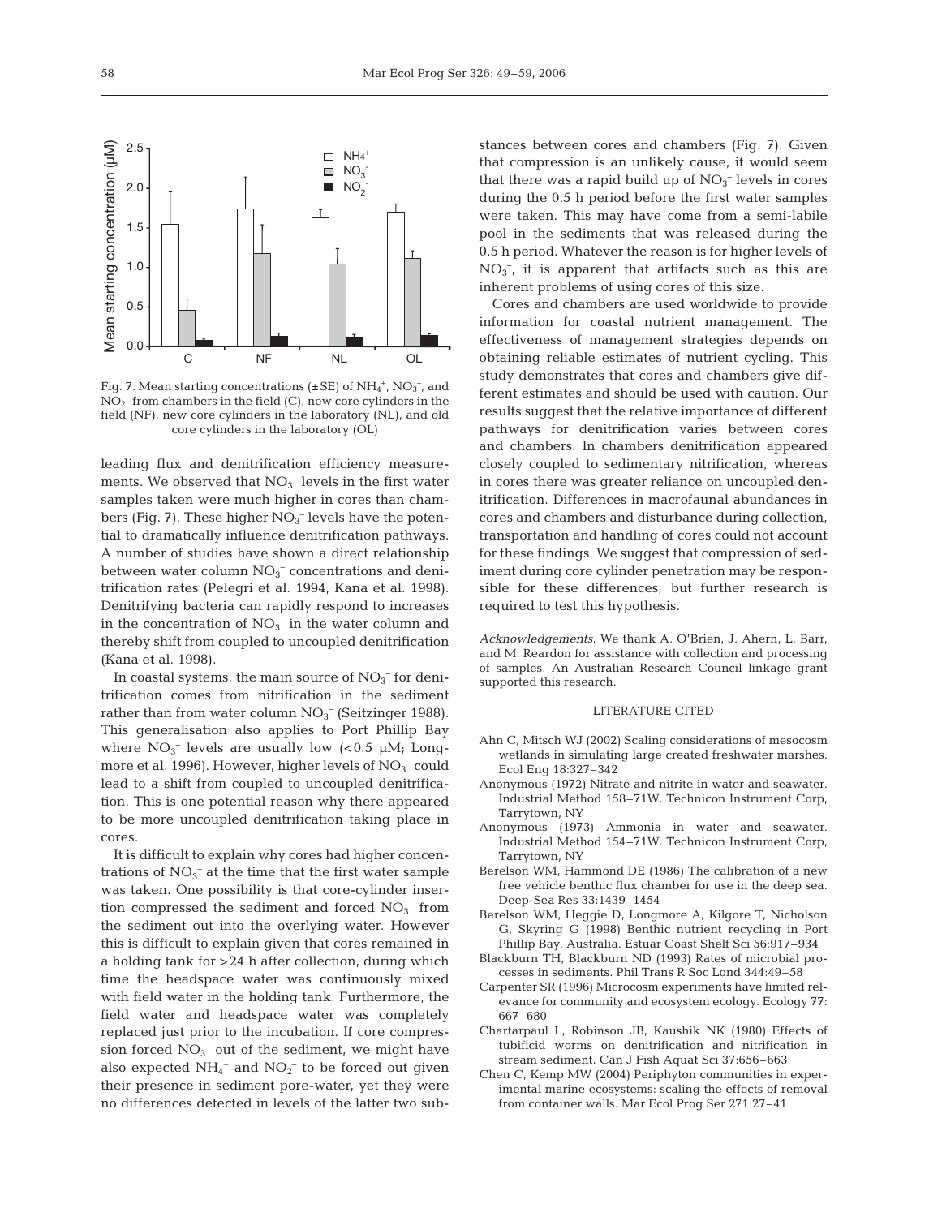Fig. 7. Mean starting concentrations (±SE) of $NH_4^+$, $NO_3^-$, and $NO_2^-$ from chambers in the field (C), new core cylinders in the field (NF), new core cylinders in the laboratory (NL), and old core cylinders in the laboratory (OL)

leading flux and denitrification efficiency measurements. We observed that $NO_3^-$ levels in the first water samples taken were much higher in cores than chambers (Fig. 7). These higher $NO_3^-$ levels have the potential to dramatically influence denitrification pathways. A number of studies have shown a direct relationship between water column $NO_3^-$ concentrations and denitrification rates (Pelegri et al. 1994, Kana et al. 1998). Denitrifying bacteria can rapidly respond to increases in the concentration of $NO_3^-$ in the water column and thereby shift from coupled to uncoupled denitrification (Kana et al. 1998).

In coastal systems, the main source of $NO_3^-$ for denitrification comes from nitrification in the sediment rather than from water column $NO_3^-$ (Seitzinger 1988). This generalisation also applies to Port Phillip Bay where $NO_3^-$ levels are usually low (<0.5 µM; Longmore et al. 1996). However, higher levels of $NO_3^-$ could lead to a shift from coupled to uncoupled denitrification. This is one potential reason why there appeared to be more uncoupled denitrification taking place in cores.

It is difficult to explain why cores had higher concentrations of $NO_3^-$ at the time that the first water sample was taken. One possibility is that core-cylinder insertion compressed the sediment and forced $NO_3^-$ from the sediment out into the overlying water. However this is difficult to explain given that cores remained in a holding tank for >24 h after collection, during which time the headspace water was continuously mixed with field water in the holding tank. Furthermore, the field water and headspace water was completely replaced just prior to the incubation. If core compression forced $NO_3^-$ out of the sediment, we might have also expected $NH_4^+$ and $NO_2^-$ to be forced out given their presence in sediment pore-water, yet they were no differences detected in levels of the latter two substances between cores and chambers (Fig. 7). Given that compression is an unlikely cause, it would seem that there was a rapid build up of $NO_3^-$ levels in cores during the 0.5 h period before the first water samples were taken. This may have come from a semi-labile pool in the sediments that was released during the 0.5 h period. Whatever the reason is for higher levels of $NO_3^-$, it is apparent that artifacts such as this are inherent problems of using cores of this size.

Cores and chambers are used worldwide to provide information for coastal nutrient management. The effectiveness of management strategies depends on obtaining reliable estimates of nutrient cycling. This study demonstrates that cores and chambers give different estimates and should be used with caution. Our results suggest that the relative importance of different pathways for denitrification varies between cores and chambers. In chambers denitrification appeared closely coupled to sedimentary nitrification, whereas in cores there was greater reliance on uncoupled denitrification. Differences in macrofaunal abundances in cores and chambers and disturbance during collection, transportation and handling of cores could not account for these findings. We suggest that compression of sediment during core cylinder penetration may be responsible for these differences, but further research is required to test this hypothesis.

*Acknowledgements*. We thank A. O'Brien, J. Ahern, L. Barr, and M. Reardon for assistance with collection and processing of samples. An Australian Research Council linkage grant supported this research.

## LITERATURE CITED

- Ahn C, Mitsch WJ (2002) Scaling considerations of mesocosm wetlands in simulating large created freshwater marshes. Ecol Eng 18:327–342
- Anonymous (1972) Nitrate and nitrite in water and seawater. Industrial Method 158–71W. Technicon Instrument Corp, Tarrytown, NY
- Anonymous (1973) Ammonia in water and seawater. Industrial Method 154–71W. Technicon Instrument Corp, Tarrytown, NY
- Berelson WM, Hammond DE (1986) The calibration of a new free vehicle benthic flux chamber for use in the deep sea. Deep-Sea Res 33:1439–1454
- Berelson WM, Heggie D, Longmore A, Kilgore T, Nicholson G, Skyring G (1998) Benthic nutrient recycling in Port Phillip Bay, Australia. Estuar Coast Shelf Sci 56:917–934
- Blackburn TH, Blackburn ND (1993) Rates of microbial processes in sediments. Phil Trans R Soc Lond 344:49–58
- Carpenter SR (1996) Microcosm experiments have limited relevance for community and ecosystem ecology. Ecology 77: 667–680
- Chartarpaul L, Robinson JB, Kaushik NK (1980) Effects of tubificid worms on denitrification and nitrification in stream sediment. Can J Fish Aquat Sci 37:656–663
- Chen C, Kemp MW (2004) Periphyton communities in experimental marine ecosystems: scaling the effects of removal from container walls. Mar Ecol Prog Ser 271:27–41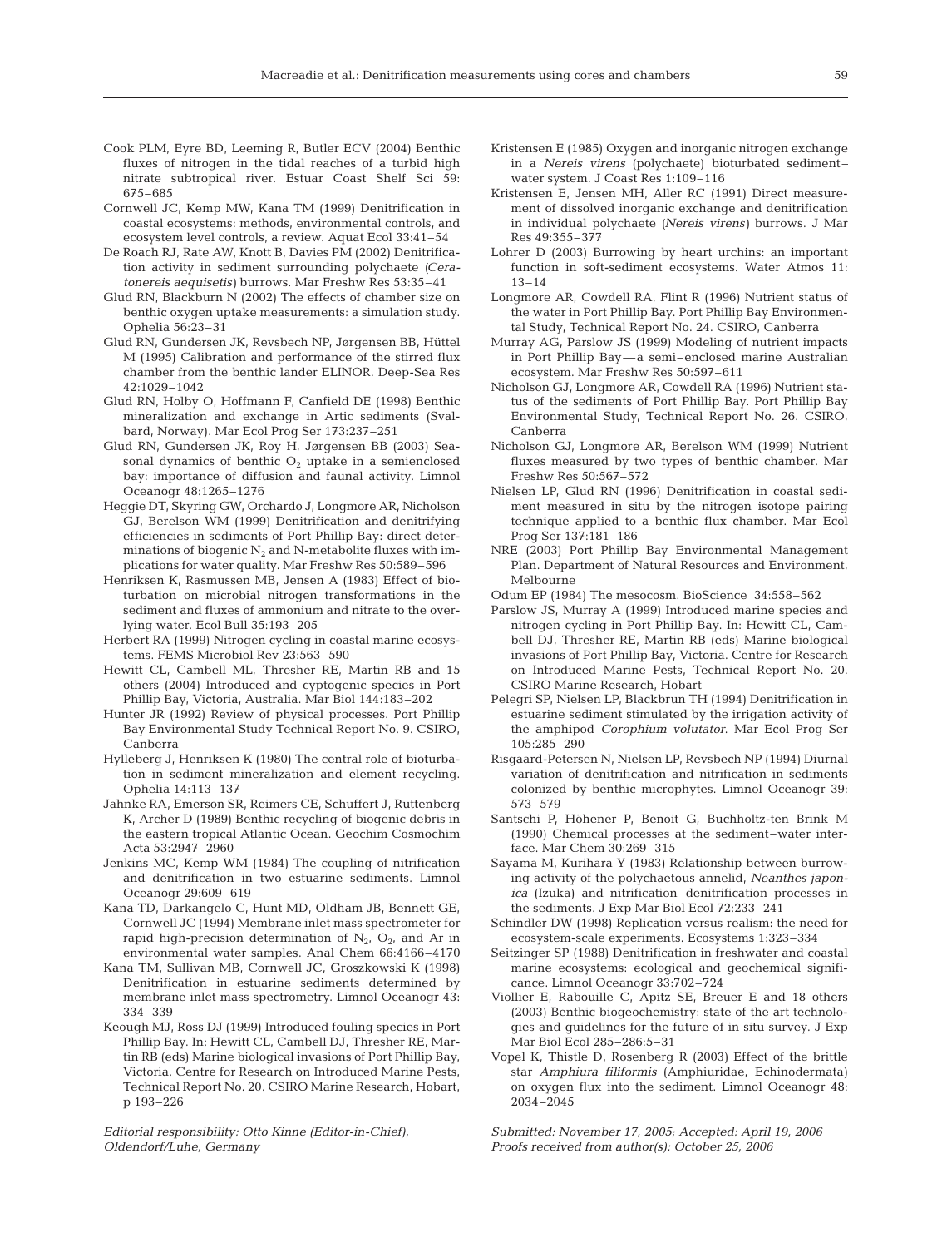Cook PLM, Eyre BD, Leeming R, Butler ECV (2004) Benthic fluxes of nitrogen in the tidal reaches of a turbid high nitrate subtropical river. Estuar Coast Shelf Sci 59: 675–685

Cornwell JC, Kemp MW, Kana TM (1999) Denitrification in coastal ecosystems: methods, environmental controls, and ecosystem level controls, a review. Aquat Ecol 33:41–54

De Roach RJ, Rate AW, Knott B, Davies PM (2002) Denitrification activity in sediment surrounding polychaete (*Ceratonereis aequisetis*) burrows. Mar Freshw Res 53:35–41

Glud RN, Blackburn N (2002) The effects of chamber size on benthic oxygen uptake measurements: a simulation study. Ophelia 56:23–31

Glud RN, Gundersen JK, Revsbech NP, Jørgensen BB, Hüttel M (1995) Calibration and performance of the stirred flux chamber from the benthic lander ELINOR. Deep-Sea Res 42:1029–1042

Glud RN, Holby O, Hoffmann F, Canfield DE (1998) Benthic mineralization and exchange in Artic sediments (Svalbard, Norway). Mar Ecol Prog Ser 173:237–251

Glud RN, Gundersen JK, Roy H, Jørgensen BB (2003) Seasonal dynamics of benthic $O_2$ uptake in a semienclosed bay: importance of diffusion and faunal activity. Limnol Oceanogr 48:1265–1276

Heggie DT, Skyring GW, Orchardo J, Longmore AR, Nicholson GJ, Berelson WM (1999) Denitrification and denitrifying efficiencies in sediments of Port Phillip Bay: direct determinations of biogenic $N_2$ and N-metabolite fluxes with implications for water quality. Mar Freshw Res 50:589–596

Henriksen K, Rasmussen MB, Jensen A (1983) Effect of bioturbation on microbial nitrogen transformations in the sediment and fluxes of ammonium and nitrate to the overlying water. Ecol Bull 35:193–205

Herbert RA (1999) Nitrogen cycling in coastal marine ecosystems. FEMS Microbiol Rev 23:563–590

Hewitt CL, Campbell ML, Thresher RE, Martin RB and 15 others (2004) Introduced and cyptogenic species in Port Phillip Bay, Victoria, Australia. Mar Biol 144:183–202

Hunter JR (1992) Review of physical processes. Port Phillip Bay Environmental Study Technical Report No. 9. CSIRO, Canberra

Hylleberg J, Henriksen K (1980) The central role of bioturbation in sediment mineralization and element recycling. Ophelia 14:113–137

Jahnke RA, Emerson SR, Reimers CE, Schuffert J, Ruttenberg K, Archer D (1989) Benthic recycling of biogenic debris in the eastern tropical Atlantic Ocean. Geochim Cosmochim Acta 53:2947–2960

Jenkins MC, Kemp WM (1984) The coupling of nitrification and denitrification in two estuarine sediments. Limnol Oceanogr 29:609–619

Kana TD, Darkangelo C, Hunt MD, Oldham JB, Bennett GE, Cornwell JC (1994) Membrane inlet mass spectrometer for rapid high-precision determination of $N_2$, $O_2$, and Ar in environmental water samples. Anal Chem 66:4166–4170

Kana TM, Sullivan MB, Cornwell JC, Groszkowski K (1998) Denitrification in estuarine sediments determined by membrane inlet mass spectrometry. Limnol Oceanogr 43: 334–339

Keough MJ, Ross DJ (1999) Introduced fouling species in Port Phillip Bay. In: Hewitt CL, Cambell DJ, Thresher RE, Martin RB (eds) Marine biological invasions of Port Phillip Bay, Victoria. Centre for Research on Introduced Marine Pests, Technical Report No. 20. CSIRO Marine Research, Hobart, p 193–226

Kristensen E (1985) Oxygen and inorganic nitrogen exchange in a *Nereis virens* (polychaete) bioturbated sediment–water system. J Coast Res 1:109–116

Kristensen E, Jensen MH, Aller RC (1991) Direct measurement of dissolved inorganic exchange and denitrification in individual polychaete (*Nereis virens*) burrows. J Mar Res 49:355–377

Lohrer D (2003) Burrowing by heart urchins: an important function in soft-sediment ecosystems. Water Atmos 11: 13–14

Longmore AR, Cowdell RA, Flint R (1996) Nutrient status of the water in Port Phillip Bay. Port Phillip Bay Environmental Study, Technical Report No. 24. CSIRO, Canberra

Murray AG, Parslow JS (1999) Modeling of nutrient impacts in Port Phillip Bay—a semi–enclosed marine Australian ecosystem. Mar Freshw Res 50:597–611

Nicholson GJ, Longmore AR, Cowdell RA (1996) Nutrient status of the sediments of Port Phillip Bay. Port Phillip Bay Environmental Study, Technical Report No. 26. CSIRO, Canberra

Nicholson GJ, Longmore AR, Berelson WM (1999) Nutrient fluxes measured by two types of benthic chamber. Mar Freshw Res 50:567–572

Nielsen LP, Glud RN (1996) Denitrification in coastal sediment measured in situ by the nitrogen isotope pairing technique applied to a benthic flux chamber. Mar Ecol Prog Ser 137:181–186

NRE (2003) Port Phillip Bay Environmental Management Plan. Department of Natural Resources and Environment, Melbourne

Odum EP (1984) The mesocosm. BioScience 34:558–562

Parslow JS, Murray A (1999) Introduced marine species and nitrogen cycling in Port Phillip Bay. In: Hewitt CL, Cambell DJ, Thresher RE, Martin RB (eds) Marine biological invasions of Port Phillip Bay, Victoria. Centre for Research on Introduced Marine Pests, Technical Report No. 20. CSIRO Marine Research, Hobart

Pelegri SP, Nielsen LP, Blackbrun TH (1994) Denitrification in estuarine sediment stimulated by the irrigation activity of the amphipod *Corophium volutator*. Mar Ecol Prog Ser 105:285–290

Risgaard-Petersen N, Nielsen LP, Revsbech NP (1994) Diurnal variation of denitrification and nitrification in sediments colonized by benthic microphytes. Limnol Oceanogr 39: 573–579

Santschi P, Höhener P, Benoit G, Buchholtz-ten Brink M (1990) Chemical processes at the sediment–water interface. Mar Chem 30:269–315

Sayama M, Kurihara Y (1983) Relationship between burrowing activity of the polychaetous annelid, *Neanthes japonica* (Izuka) and nitrification–denitrification processes in the sediments. J Exp Mar Biol Ecol 72:233–241

Schindler DW (1998) Replication versus realism: the need for ecosystem-scale experiments. Ecosystems 1:323–334

Seitzinger SP (1988) Denitrification in freshwater and coastal marine ecosystems: ecological and geochemical significance. Limnol Oceanogr 33:702–724

Viollier E, Rabouille C, Apitz SE, Breuer E and 18 others (2003) Benthic biogeochemistry: state of the art technologies and guidelines for the future of in situ survey. J Exp Mar Biol Ecol 285–286:5–31

Vopel K, Thistle D, Rosenberg R (2003) Effect of the brittle star *Amphiura filiformis* (Amphiuridae, Echinodermata) on oxygen flux into the sediment. Limnol Oceanogr 48: 2034–2045

*Editorial responsibility: Otto Kinne (Editor-in-Chief), Oldendorf/Luhe, Germany*

*Submitted: November 17, 2005; Accepted: April 19, 2006*
*Proofs received from author(s): October 25, 2006*